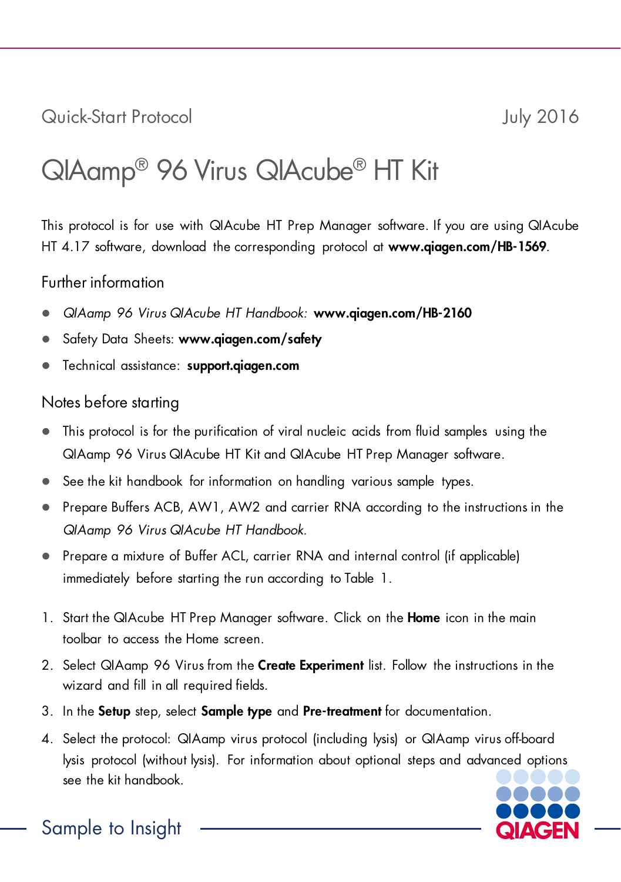Quick-Start Protocol July 2016

# QIAamp® 96 Virus QIAcube® HT Kit

This protocol is for use with QIAcube HT Prep Manager software. If you are using QIAcube HT 4.17 software, download the corresponding protocol at **www.qiagen.com/HB-1569**.

## Further information

- *QIAamp 96 Virus QIAcube HT Handbook:* **www.qiagen.com/HB-2160**
- Safety Data Sheets: **www.qiagen.com/safety**
- Technical assistance: **support.qiagen.com**

## Notes before starting

- This protocol is for the purification of viral nucleic acids from fluid samples using the QIAamp 96 Virus QIAcube HT Kit and QIAcube HT Prep Manager software.
- See the kit handbook for information on handling various sample types.
- Prepare Buffers ACB, AW1, AW2 and carrier RNA according to the instructions in the *QIAamp 96 Virus QIAcube HT Handbook*.
- Prepare a mixture of Buffer ACL, carrier RNA and internal control (if applicable) immediately before starting the run according to Table 1.

1. Start the QIAcube HT Prep Manager software. Click on the **Home** icon in the main toolbar to access the Home screen.
2. Select QIAamp 96 Virus from the **Create Experiment** list. Follow the instructions in the wizard and fill in all required fields.
3. In the **Setup** step, select **Sample type** and **Pre-treatment** for documentation.
4. Select the protocol: QIAamp virus protocol (including lysis) or QIAamp virus off-board lysis protocol (without lysis). For information about optional steps and advanced options see the kit handbook.

Sample to Insight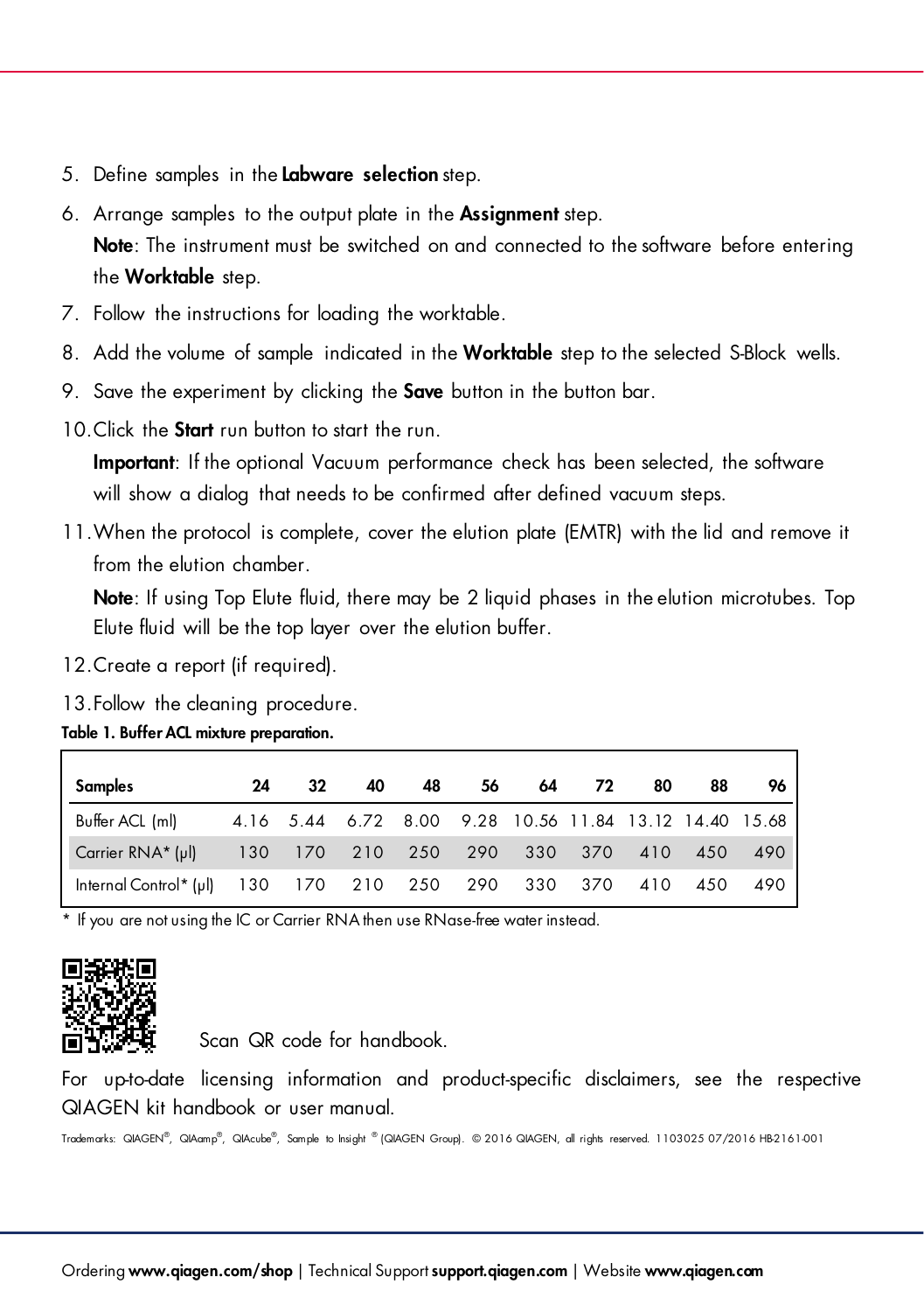5. Define samples in the **Labware selection** step.
6. Arrange samples to the output plate in the **Assignment** step.
   **Note**: The instrument must be switched on and connected to the software before entering the **Worktable** step.
7. Follow the instructions for loading the worktable.
8. Add the volume of sample indicated in the **Worktable** step to the selected S-Block wells.
9. Save the experiment by clicking the **Save** button in the button bar.
10. Click the **Start** run button to start the run.
    **Important**: If the optional Vacuum performance check has been selected, the software will show a dialog that needs to be confirmed after defined vacuum steps.
11. When the protocol is complete, cover the elution plate (EMTR) with the lid and remove it from the elution chamber.
    **Note**: If using Top Elute fluid, there may be 2 liquid phases in the elution microtubes. Top Elute fluid will be the top layer over the elution buffer.
12. Create a report (if required).
13. Follow the cleaning procedure.

**Table 1. Buffer ACL mixture preparation.**

| Samples | 24 | 32 | 40 | 48 | 56 | 64 | 72 | 80 | 88 | 96 |
|---|---|---|---|---|---|---|---|---|---|---|
| Buffer ACL (ml) | 4.16 | 5.44 | 6.72 | 8.00 | 9.28 | 10.56 | 11.84 | 13.12 | 14.40 | 15.68 |
| Carrier RNA* (µl) | 130 | 170 | 210 | 250 | 290 | 330 | 370 | 410 | 450 | 490 |
| Internal Control* (µl) | 130 | 170 | 210 | 250 | 290 | 330 | 370 | 410 | 450 | 490 |

\* If you are not using the IC or Carrier RNA then use RNase-free water instead.

Scan QR code for handbook.

For up-to-date licensing information and product-specific disclaimers, see the respective QIAGEN kit handbook or user manual.

Trademarks: QIAGEN®, QIAamp®, QIAcube®, Sample to Insight® (QIAGEN Group). © 2016 QIAGEN, all rights reserved. 1103025 07/2016 HB-2161-001

Ordering **www.qiagen.com/shop** | Technical Support **support.qiagen.com** | Website **www.qiagen.com**